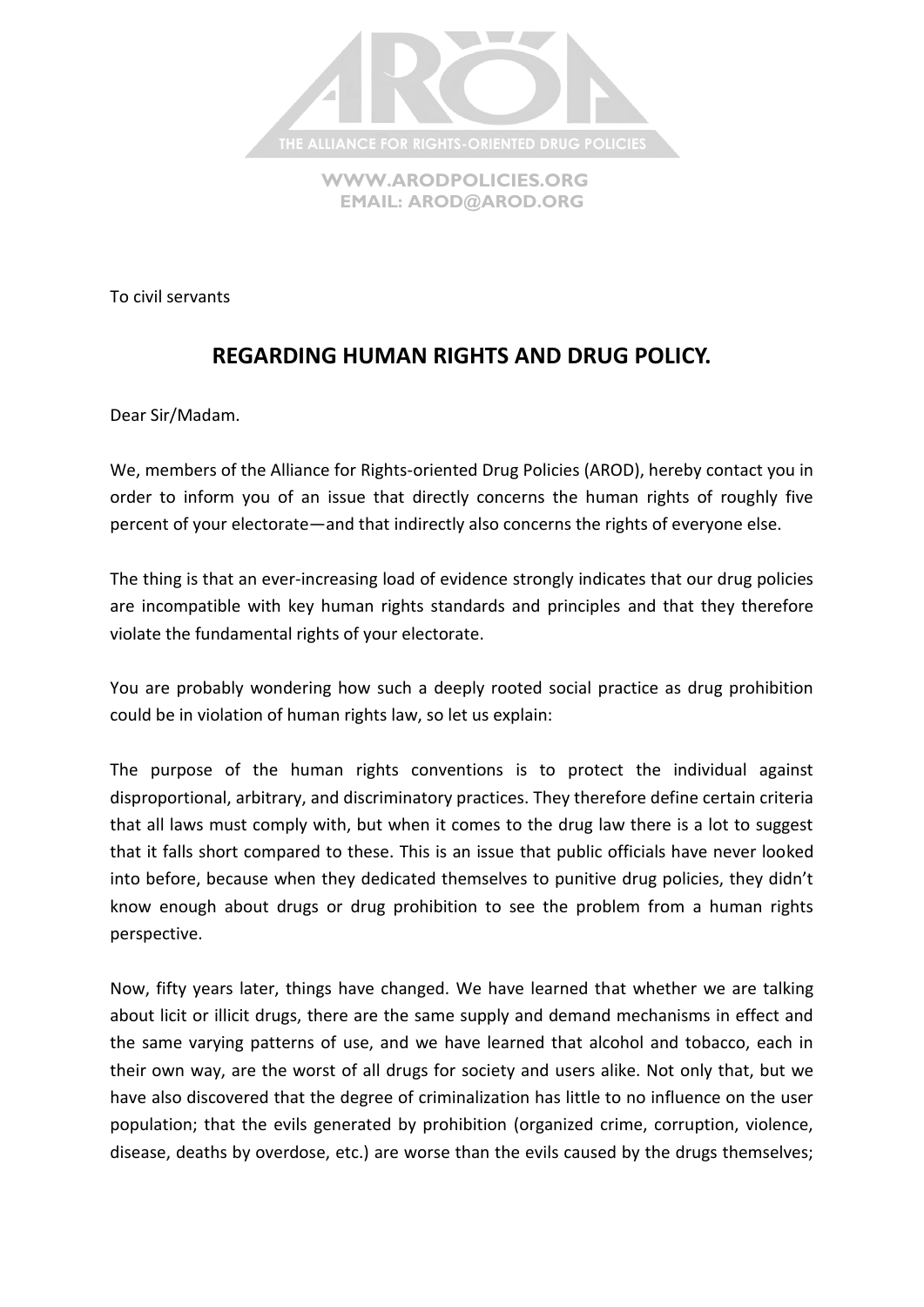THE ALLIANCE FOR RIGHTS-ORIENTED DRUG POLICIES

WWW.ARODPOLICIES.ORG
EMAIL: AROD@AROD.ORG

To civil servants

## REGARDING HUMAN RIGHTS AND DRUG POLICY.

Dear Sir/Madam.

We, members of the Alliance for Rights-oriented Drug Policies (AROD), hereby contact you in order to inform you of an issue that directly concerns the human rights of roughly five percent of your electorate—and that indirectly also concerns the rights of everyone else.

The thing is that an ever-increasing load of evidence strongly indicates that our drug policies are incompatible with key human rights standards and principles and that they therefore violate the fundamental rights of your electorate.

You are probably wondering how such a deeply rooted social practice as drug prohibition could be in violation of human rights law, so let us explain:

The purpose of the human rights conventions is to protect the individual against disproportional, arbitrary, and discriminatory practices. They therefore define certain criteria that all laws must comply with, but when it comes to the drug law there is a lot to suggest that it falls short compared to these. This is an issue that public officials have never looked into before, because when they dedicated themselves to punitive drug policies, they didn't know enough about drugs or drug prohibition to see the problem from a human rights perspective.

Now, fifty years later, things have changed. We have learned that whether we are talking about licit or illicit drugs, there are the same supply and demand mechanisms in effect and the same varying patterns of use, and we have learned that alcohol and tobacco, each in their own way, are the worst of all drugs for society and users alike. Not only that, but we have also discovered that the degree of criminalization has little to no influence on the user population; that the evils generated by prohibition (organized crime, corruption, violence, disease, deaths by overdose, etc.) are worse than the evils caused by the drugs themselves;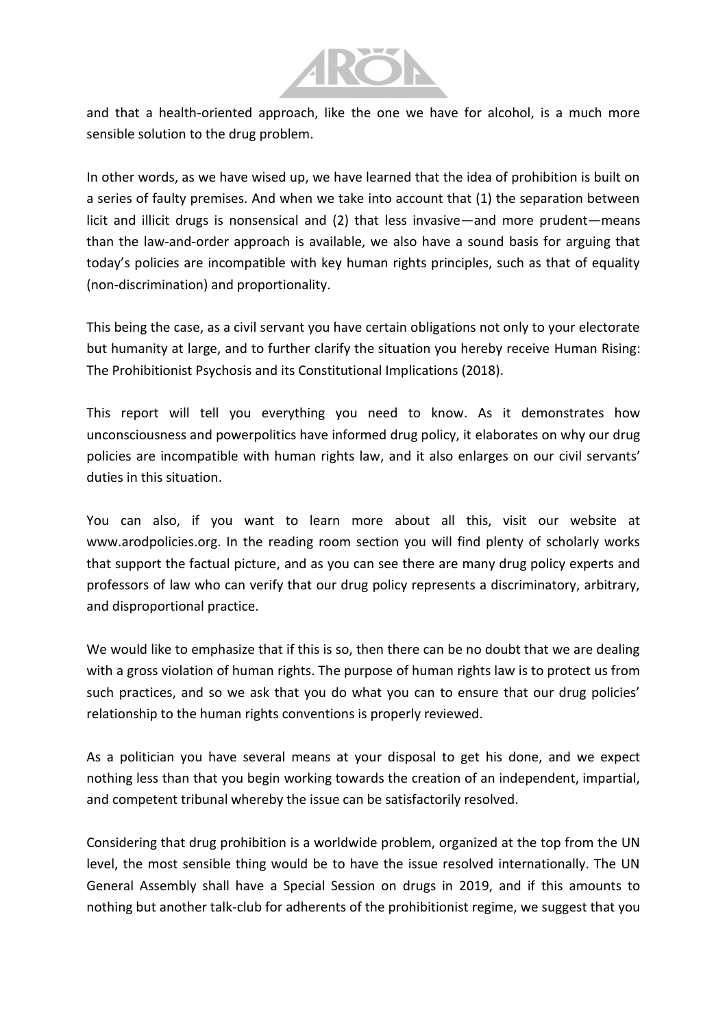and that a health-oriented approach, like the one we have for alcohol, is a much more sensible solution to the drug problem.

In other words, as we have wised up, we have learned that the idea of prohibition is built on a series of faulty premises. And when we take into account that (1) the separation between licit and illicit drugs is nonsensical and (2) that less invasive—and more prudent—means than the law-and-order approach is available, we also have a sound basis for arguing that today's policies are incompatible with key human rights principles, such as that of equality (non-discrimination) and proportionality.

This being the case, as a civil servant you have certain obligations not only to your electorate but humanity at large, and to further clarify the situation you hereby receive Human Rising: The Prohibitionist Psychosis and its Constitutional Implications (2018).

This report will tell you everything you need to know. As it demonstrates how unconsciousness and powerpolitics have informed drug policy, it elaborates on why our drug policies are incompatible with human rights law, and it also enlarges on our civil servants' duties in this situation.

You can also, if you want to learn more about all this, visit our website at www.arodpolicies.org. In the reading room section you will find plenty of scholarly works that support the factual picture, and as you can see there are many drug policy experts and professors of law who can verify that our drug policy represents a discriminatory, arbitrary, and disproportional practice.

We would like to emphasize that if this is so, then there can be no doubt that we are dealing with a gross violation of human rights. The purpose of human rights law is to protect us from such practices, and so we ask that you do what you can to ensure that our drug policies' relationship to the human rights conventions is properly reviewed.

As a politician you have several means at your disposal to get his done, and we expect nothing less than that you begin working towards the creation of an independent, impartial, and competent tribunal whereby the issue can be satisfactorily resolved.

Considering that drug prohibition is a worldwide problem, organized at the top from the UN level, the most sensible thing would be to have the issue resolved internationally. The UN General Assembly shall have a Special Session on drugs in 2019, and if this amounts to nothing but another talk-club for adherents of the prohibitionist regime, we suggest that you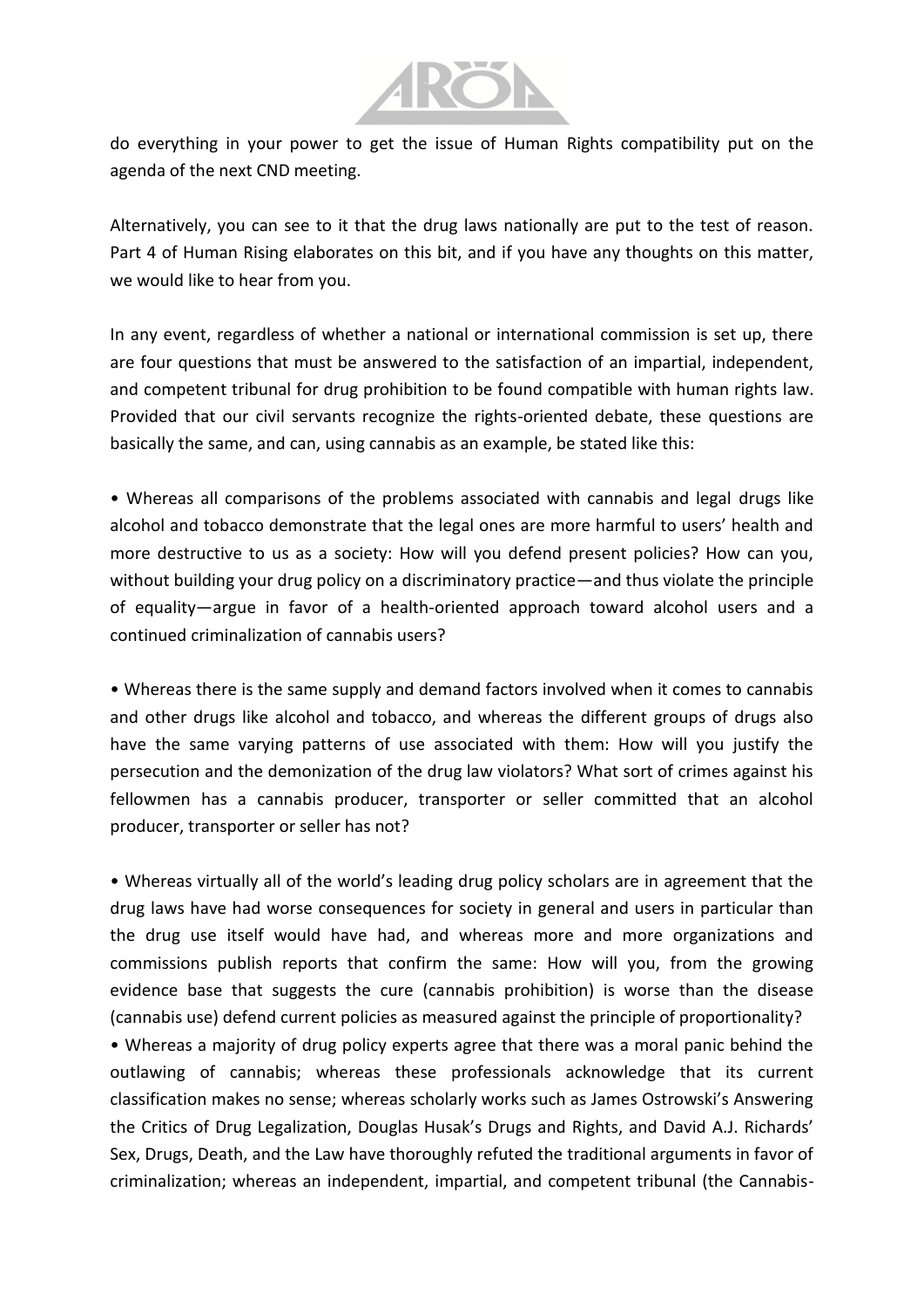do everything in your power to get the issue of Human Rights compatibility put on the agenda of the next CND meeting.

Alternatively, you can see to it that the drug laws nationally are put to the test of reason. Part 4 of Human Rising elaborates on this bit, and if you have any thoughts on this matter, we would like to hear from you.

In any event, regardless of whether a national or international commission is set up, there are four questions that must be answered to the satisfaction of an impartial, independent, and competent tribunal for drug prohibition to be found compatible with human rights law. Provided that our civil servants recognize the rights-oriented debate, these questions are basically the same, and can, using cannabis as an example, be stated like this:

- Whereas all comparisons of the problems associated with cannabis and legal drugs like alcohol and tobacco demonstrate that the legal ones are more harmful to users' health and more destructive to us as a society: How will you defend present policies? How can you, without building your drug policy on a discriminatory practice—and thus violate the principle of equality—argue in favor of a health-oriented approach toward alcohol users and a continued criminalization of cannabis users?

- Whereas there is the same supply and demand factors involved when it comes to cannabis and other drugs like alcohol and tobacco, and whereas the different groups of drugs also have the same varying patterns of use associated with them: How will you justify the persecution and the demonization of the drug law violators? What sort of crimes against his fellowmen has a cannabis producer, transporter or seller committed that an alcohol producer, transporter or seller has not?

- Whereas virtually all of the world's leading drug policy scholars are in agreement that the drug laws have had worse consequences for society in general and users in particular than the drug use itself would have had, and whereas more and more organizations and commissions publish reports that confirm the same: How will you, from the growing evidence base that suggests the cure (cannabis prohibition) is worse than the disease (cannabis use) defend current policies as measured against the principle of proportionality?
- Whereas a majority of drug policy experts agree that there was a moral panic behind the outlawing of cannabis; whereas these professionals acknowledge that its current classification makes no sense; whereas scholarly works such as James Ostrowski's Answering the Critics of Drug Legalization, Douglas Husak's Drugs and Rights, and David A.J. Richards' Sex, Drugs, Death, and the Law have thoroughly refuted the traditional arguments in favor of criminalization; whereas an independent, impartial, and competent tribunal (the Cannabis-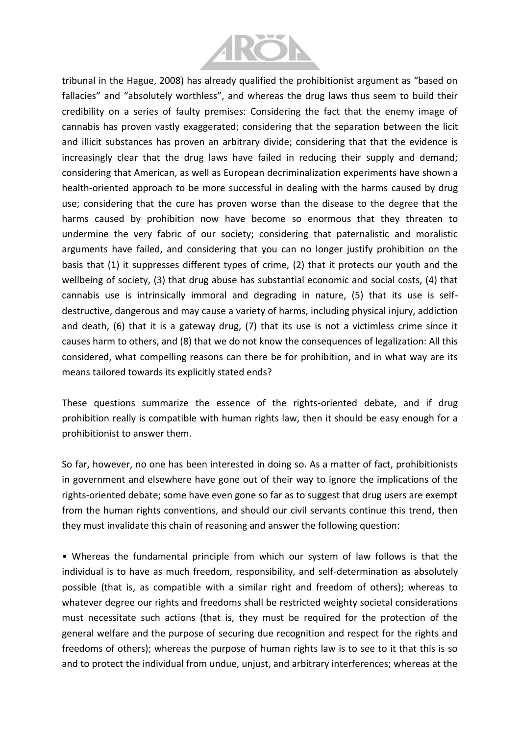tribunal in the Hague, 2008) has already qualified the prohibitionist argument as "based on fallacies" and "absolutely worthless", and whereas the drug laws thus seem to build their credibility on a series of faulty premises: Considering the fact that the enemy image of cannabis has proven vastly exaggerated; considering that the separation between the licit and illicit substances has proven an arbitrary divide; considering that that the evidence is increasingly clear that the drug laws have failed in reducing their supply and demand; considering that American, as well as European decriminalization experiments have shown a health-oriented approach to be more successful in dealing with the harms caused by drug use; considering that the cure has proven worse than the disease to the degree that the harms caused by prohibition now have become so enormous that they threaten to undermine the very fabric of our society; considering that paternalistic and moralistic arguments have failed, and considering that you can no longer justify prohibition on the basis that (1) it suppresses different types of crime, (2) that it protects our youth and the wellbeing of society, (3) that drug abuse has substantial economic and social costs, (4) that cannabis use is intrinsically immoral and degrading in nature, (5) that its use is self-destructive, dangerous and may cause a variety of harms, including physical injury, addiction and death, (6) that it is a gateway drug, (7) that its use is not a victimless crime since it causes harm to others, and (8) that we do not know the consequences of legalization: All this considered, what compelling reasons can there be for prohibition, and in what way are its means tailored towards its explicitly stated ends?

These questions summarize the essence of the rights-oriented debate, and if drug prohibition really is compatible with human rights law, then it should be easy enough for a prohibitionist to answer them.

So far, however, no one has been interested in doing so. As a matter of fact, prohibitionists in government and elsewhere have gone out of their way to ignore the implications of the rights-oriented debate; some have even gone so far as to suggest that drug users are exempt from the human rights conventions, and should our civil servants continue this trend, then they must invalidate this chain of reasoning and answer the following question:

• Whereas the fundamental principle from which our system of law follows is that the individual is to have as much freedom, responsibility, and self-determination as absolutely possible (that is, as compatible with a similar right and freedom of others); whereas to whatever degree our rights and freedoms shall be restricted weighty societal considerations must necessitate such actions (that is, they must be required for the protection of the general welfare and the purpose of securing due recognition and respect for the rights and freedoms of others); whereas the purpose of human rights law is to see to it that this is so and to protect the individual from undue, unjust, and arbitrary interferences; whereas at the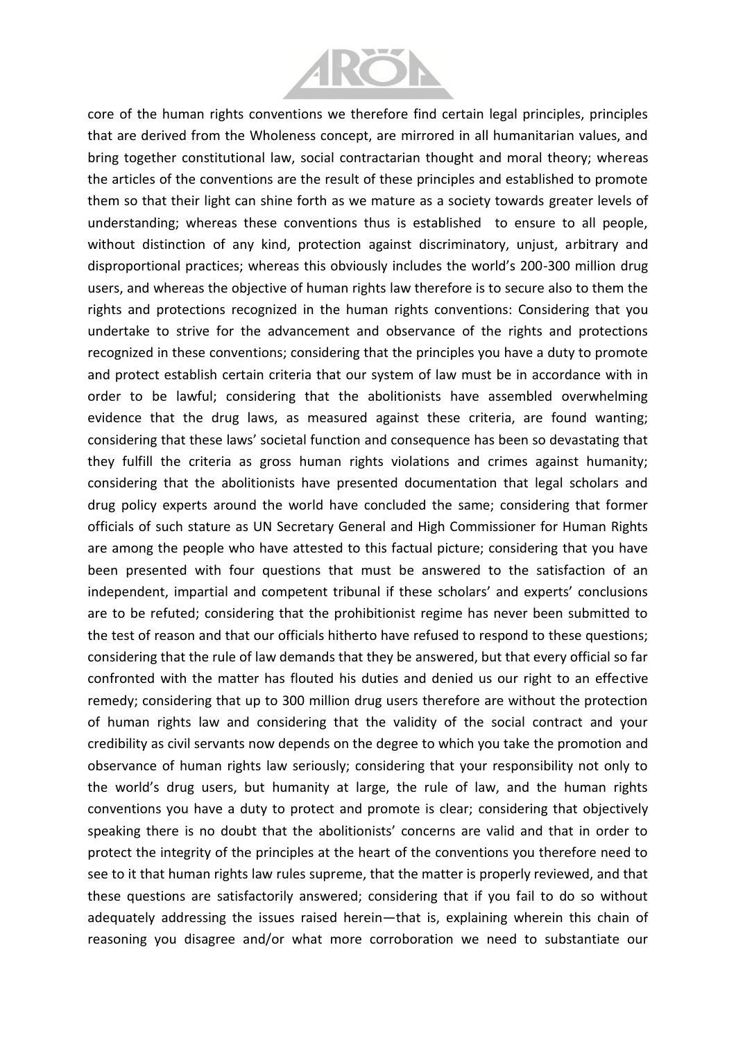core of the human rights conventions we therefore find certain legal principles, principles that are derived from the Wholeness concept, are mirrored in all humanitarian values, and bring together constitutional law, social contractarian thought and moral theory; whereas the articles of the conventions are the result of these principles and established to promote them so that their light can shine forth as we mature as a society towards greater levels of understanding; whereas these conventions thus is established to ensure to all people, without distinction of any kind, protection against discriminatory, unjust, arbitrary and disproportional practices; whereas this obviously includes the world's 200-300 million drug users, and whereas the objective of human rights law therefore is to secure also to them the rights and protections recognized in the human rights conventions: Considering that you undertake to strive for the advancement and observance of the rights and protections recognized in these conventions; considering that the principles you have a duty to promote and protect establish certain criteria that our system of law must be in accordance with in order to be lawful; considering that the abolitionists have assembled overwhelming evidence that the drug laws, as measured against these criteria, are found wanting; considering that these laws' societal function and consequence has been so devastating that they fulfill the criteria as gross human rights violations and crimes against humanity; considering that the abolitionists have presented documentation that legal scholars and drug policy experts around the world have concluded the same; considering that former officials of such stature as UN Secretary General and High Commissioner for Human Rights are among the people who have attested to this factual picture; considering that you have been presented with four questions that must be answered to the satisfaction of an independent, impartial and competent tribunal if these scholars' and experts' conclusions are to be refuted; considering that the prohibitionist regime has never been submitted to the test of reason and that our officials hitherto have refused to respond to these questions; considering that the rule of law demands that they be answered, but that every official so far confronted with the matter has flouted his duties and denied us our right to an effective remedy; considering that up to 300 million drug users therefore are without the protection of human rights law and considering that the validity of the social contract and your credibility as civil servants now depends on the degree to which you take the promotion and observance of human rights law seriously; considering that your responsibility not only to the world's drug users, but humanity at large, the rule of law, and the human rights conventions you have a duty to protect and promote is clear; considering that objectively speaking there is no doubt that the abolitionists' concerns are valid and that in order to protect the integrity of the principles at the heart of the conventions you therefore need to see to it that human rights law rules supreme, that the matter is properly reviewed, and that these questions are satisfactorily answered; considering that if you fail to do so without adequately addressing the issues raised herein—that is, explaining wherein this chain of reasoning you disagree and/or what more corroboration we need to substantiate our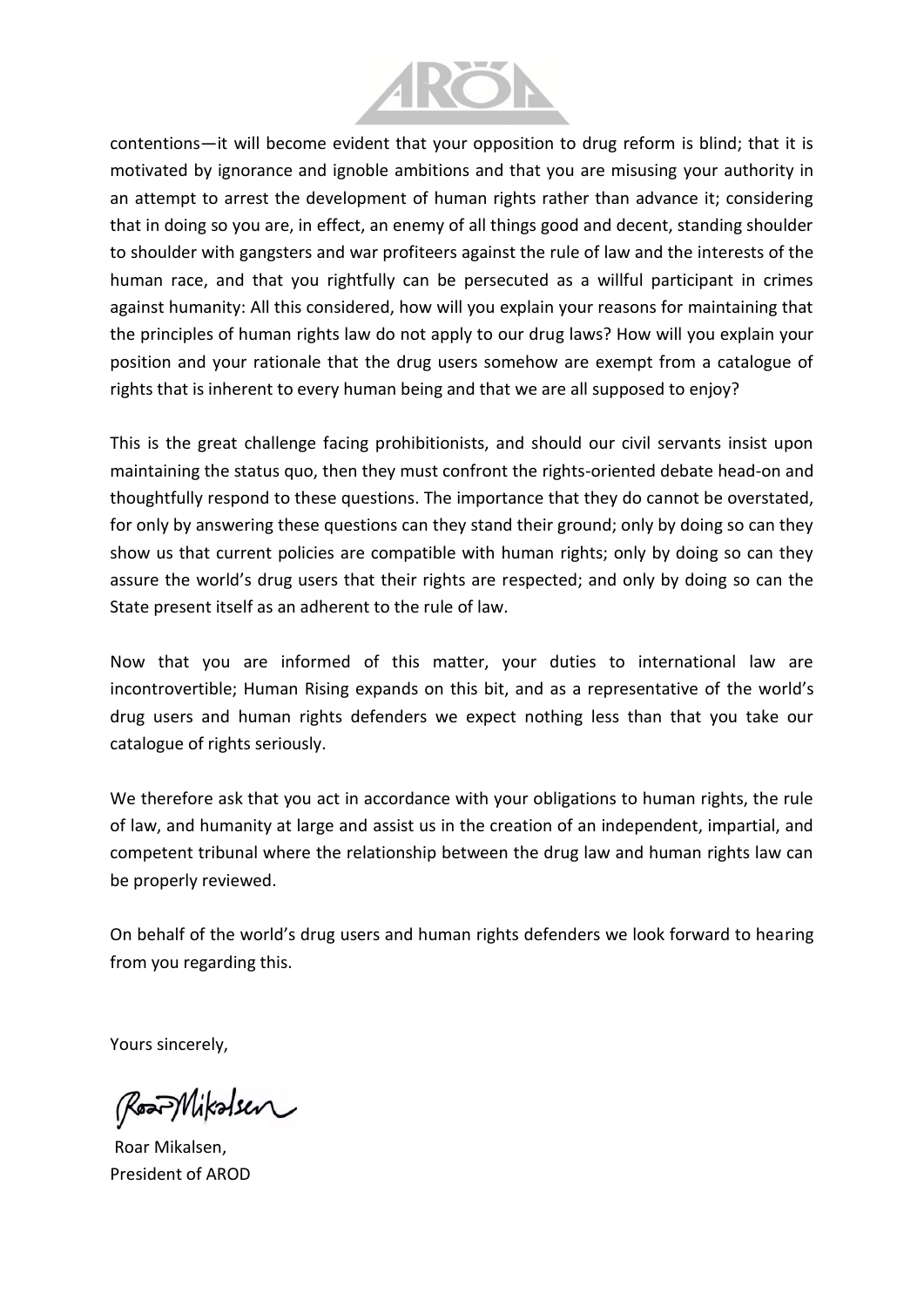contentions—it will become evident that your opposition to drug reform is blind; that it is motivated by ignorance and ignoble ambitions and that you are misusing your authority in an attempt to arrest the development of human rights rather than advance it; considering that in doing so you are, in effect, an enemy of all things good and decent, standing shoulder to shoulder with gangsters and war profiteers against the rule of law and the interests of the human race, and that you rightfully can be persecuted as a willful participant in crimes against humanity: All this considered, how will you explain your reasons for maintaining that the principles of human rights law do not apply to our drug laws? How will you explain your position and your rationale that the drug users somehow are exempt from a catalogue of rights that is inherent to every human being and that we are all supposed to enjoy?

This is the great challenge facing prohibitionists, and should our civil servants insist upon maintaining the status quo, then they must confront the rights-oriented debate head-on and thoughtfully respond to these questions. The importance that they do cannot be overstated, for only by answering these questions can they stand their ground; only by doing so can they show us that current policies are compatible with human rights; only by doing so can they assure the world's drug users that their rights are respected; and only by doing so can the State present itself as an adherent to the rule of law.

Now that you are informed of this matter, your duties to international law are incontrovertible; Human Rising expands on this bit, and as a representative of the world's drug users and human rights defenders we expect nothing less than that you take our catalogue of rights seriously.

We therefore ask that you act in accordance with your obligations to human rights, the rule of law, and humanity at large and assist us in the creation of an independent, impartial, and competent tribunal where the relationship between the drug law and human rights law can be properly reviewed.

On behalf of the world's drug users and human rights defenders we look forward to hearing from you regarding this.

Yours sincerely,

Roar Mikalsen,
President of AROD